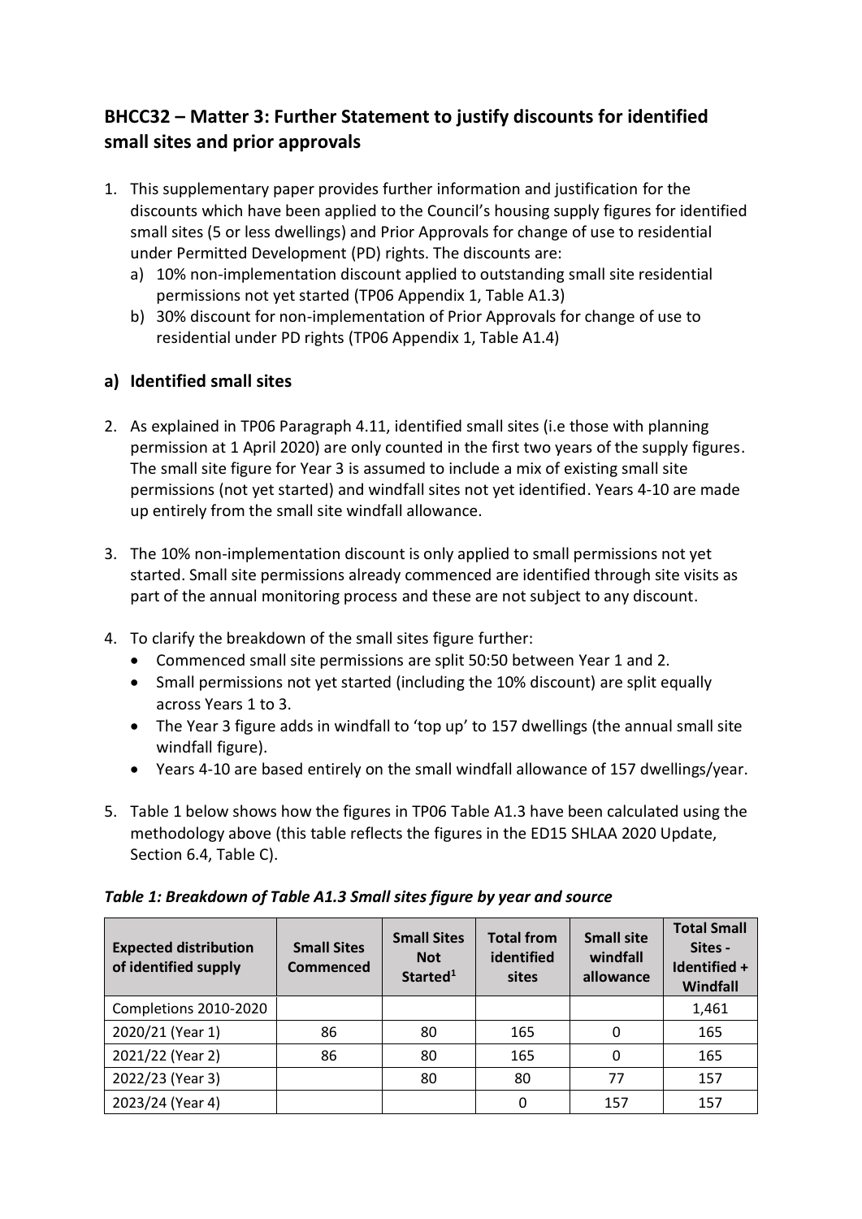## BHCC32 – Matter 3: Further Statement to justify discounts for identified small sites and prior approvals

1. This supplementary paper provides further information and justification for the discounts which have been applied to the Council's housing supply figures for identified small sites (5 or less dwellings) and Prior Approvals for change of use to residential under Permitted Development (PD) rights. The discounts are:
   a) 10% non-implementation discount applied to outstanding small site residential permissions not yet started (TP06 Appendix 1, Table A1.3)
   b) 30% discount for non-implementation of Prior Approvals for change of use to residential under PD rights (TP06 Appendix 1, Table A1.4)

### a) Identified small sites

2. As explained in TP06 Paragraph 4.11, identified small sites (i.e those with planning permission at 1 April 2020) are only counted in the first two years of the supply figures. The small site figure for Year 3 is assumed to include a mix of existing small site permissions (not yet started) and windfall sites not yet identified. Years 4-10 are made up entirely from the small site windfall allowance.

3. The 10% non-implementation discount is only applied to small permissions not yet started. Small site permissions already commenced are identified through site visits as part of the annual monitoring process and these are not subject to any discount.

4. To clarify the breakdown of the small sites figure further:
   - Commenced small site permissions are split 50:50 between Year 1 and 2.
   - Small permissions not yet started (including the 10% discount) are split equally across Years 1 to 3.
   - The Year 3 figure adds in windfall to 'top up' to 157 dwellings (the annual small site windfall figure).
   - Years 4-10 are based entirely on the small windfall allowance of 157 dwellings/year.

5. Table 1 below shows how the figures in TP06 Table A1.3 have been calculated using the methodology above (this table reflects the figures in the ED15 SHLAA 2020 Update, Section 6.4, Table C).

***Table 1: Breakdown of Table A1.3 Small sites figure by year and source***

| Expected distribution of identified supply | Small Sites Commenced | Small Sites Not Started[1] | Total from identified sites | Small site windfall allowance | Total Small Sites - Identified + Windfall |
|---|---|---|---|---|---|
| Completions 2010-2020 | | | | | 1,461 |
| 2020/21 (Year 1) | 86 | 80 | 165 | 0 | 165 |
| 2021/22 (Year 2) | 86 | 80 | 165 | 0 | 165 |
| 2022/23 (Year 3) | | 80 | 80 | 77 | 157 |
| 2023/24 (Year 4) | | | 0 | 157 | 157 |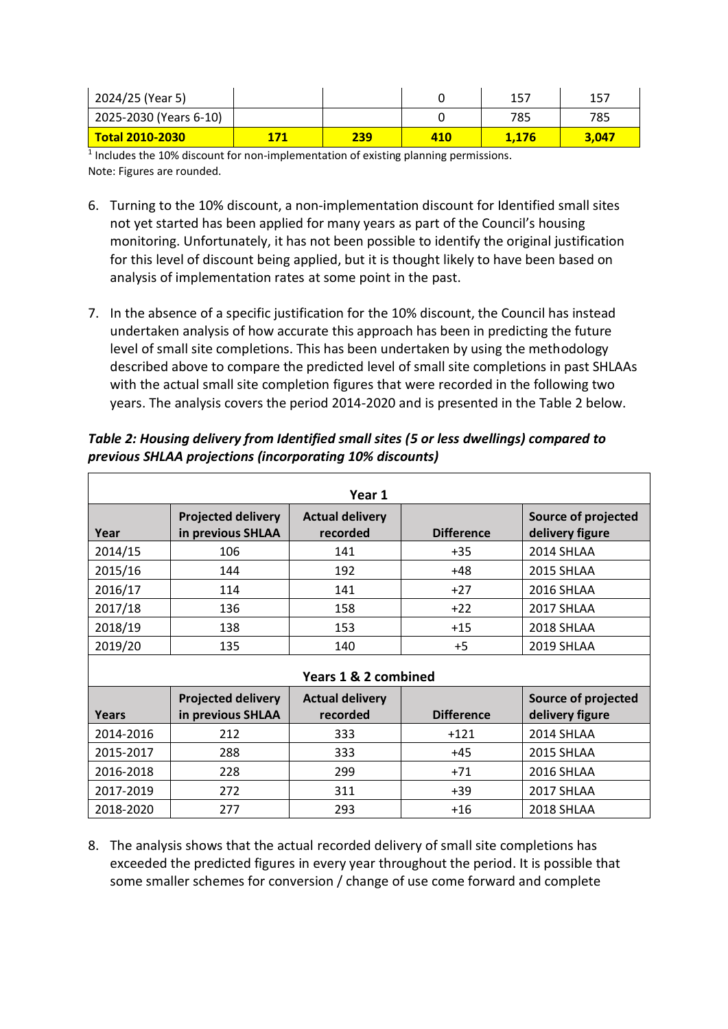| 2024/25 (Year 5) | | | 0 | 157 | 157 |
|---|---|---|---|---|---|
| 2025-2030 (Years 6-10) | | | 0 | 785 | 785 |
| **Total 2010-2030** | **171** | **239** | **410** | **1,176** | **3,047** |

[1] Includes the 10% discount for non-implementation of existing planning permissions.
Note: Figures are rounded.

6. Turning to the 10% discount, a non-implementation discount for Identified small sites not yet started has been applied for many years as part of the Council's housing monitoring. Unfortunately, it has not been possible to identify the original justification for this level of discount being applied, but it is thought likely to have been based on analysis of implementation rates at some point in the past.

7. In the absence of a specific justification for the 10% discount, the Council has instead undertaken analysis of how accurate this approach has been in predicting the future level of small site completions. This has been undertaken by using the methodology described above to compare the predicted level of small site completions in past SHLAAs with the actual small site completion figures that were recorded in the following two years. The analysis covers the period 2014-2020 and is presented in the Table 2 below.

***Table 2: Housing delivery from Identified small sites (5 or less dwellings) compared to previous SHLAA projections (incorporating 10% discounts)***

| **Year 1** | | | | |
|---|---|---|---|---|
| **Year** | **Projected delivery in previous SHLAA** | **Actual delivery recorded** | **Difference** | **Source of projected delivery figure** |
| 2014/15 | 106 | 141 | +35 | 2014 SHLAA |
| 2015/16 | 144 | 192 | +48 | 2015 SHLAA |
| 2016/17 | 114 | 141 | +27 | 2016 SHLAA |
| 2017/18 | 136 | 158 | +22 | 2017 SHLAA |
| 2018/19 | 138 | 153 | +15 | 2018 SHLAA |
| 2019/20 | 135 | 140 | +5 | 2019 SHLAA |
| **Years 1 & 2 combined** | | | | |
| **Years** | **Projected delivery in previous SHLAA** | **Actual delivery recorded** | **Difference** | **Source of projected delivery figure** |
| 2014-2016 | 212 | 333 | +121 | 2014 SHLAA |
| 2015-2017 | 288 | 333 | +45 | 2015 SHLAA |
| 2016-2018 | 228 | 299 | +71 | 2016 SHLAA |
| 2017-2019 | 272 | 311 | +39 | 2017 SHLAA |
| 2018-2020 | 277 | 293 | +16 | 2018 SHLAA |

8. The analysis shows that the actual recorded delivery of small site completions has exceeded the predicted figures in every year throughout the period. It is possible that some smaller schemes for conversion / change of use come forward and complete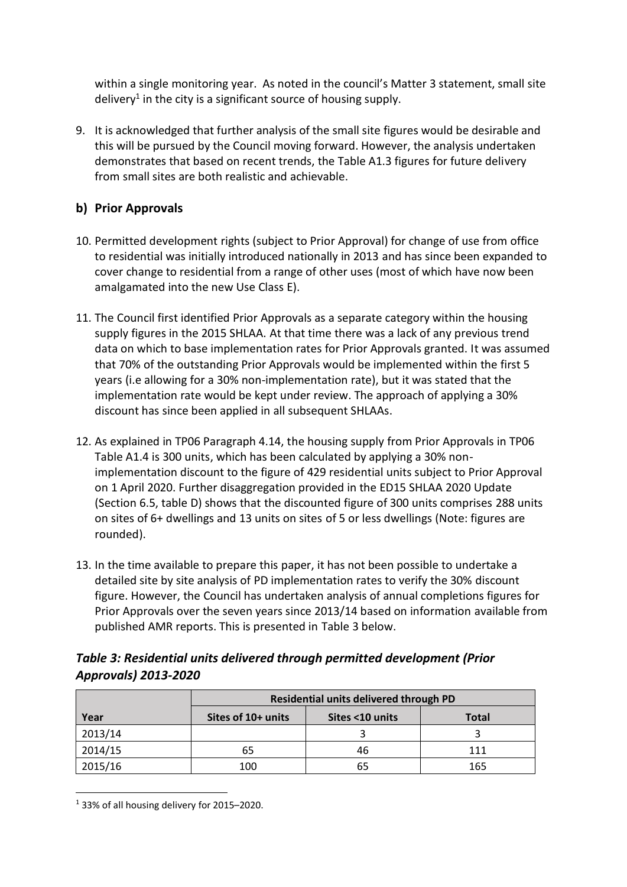within a single monitoring year. As noted in the council's Matter 3 statement, small site delivery[1] in the city is a significant source of housing supply.

9. It is acknowledged that further analysis of the small site figures would be desirable and this will be pursued by the Council moving forward. However, the analysis undertaken demonstrates that based on recent trends, the Table A1.3 figures for future delivery from small sites are both realistic and achievable.

## b) Prior Approvals

10. Permitted development rights (subject to Prior Approval) for change of use from office to residential was initially introduced nationally in 2013 and has since been expanded to cover change to residential from a range of other uses (most of which have now been amalgamated into the new Use Class E).

11. The Council first identified Prior Approvals as a separate category within the housing supply figures in the 2015 SHLAA. At that time there was a lack of any previous trend data on which to base implementation rates for Prior Approvals granted. It was assumed that 70% of the outstanding Prior Approvals would be implemented within the first 5 years (i.e allowing for a 30% non-implementation rate), but it was stated that the implementation rate would be kept under review. The approach of applying a 30% discount has since been applied in all subsequent SHLAAs.

12. As explained in TP06 Paragraph 4.14, the housing supply from Prior Approvals in TP06 Table A1.4 is 300 units, which has been calculated by applying a 30% non-implementation discount to the figure of 429 residential units subject to Prior Approval on 1 April 2020. Further disaggregation provided in the ED15 SHLAA 2020 Update (Section 6.5, table D) shows that the discounted figure of 300 units comprises 288 units on sites of 6+ dwellings and 13 units on sites of 5 or less dwellings (Note: figures are rounded).

13. In the time available to prepare this paper, it has not been possible to undertake a detailed site by site analysis of PD implementation rates to verify the 30% discount figure. However, the Council has undertaken analysis of annual completions figures for Prior Approvals over the seven years since 2013/14 based on information available from published AMR reports. This is presented in Table 3 below.

### *Table 3: Residential units delivered through permitted development (Prior Approvals) 2013-2020*

| | Residential units delivered through PD | | |
|---|---|---|---|
| Year | Sites of 10+ units | Sites <10 units | Total |
| 2013/14 | | 3 | 3 |
| 2014/15 | 65 | 46 | 111 |
| 2015/16 | 100 | 65 | 165 |

[1] 33% of all housing delivery for 2015–2020.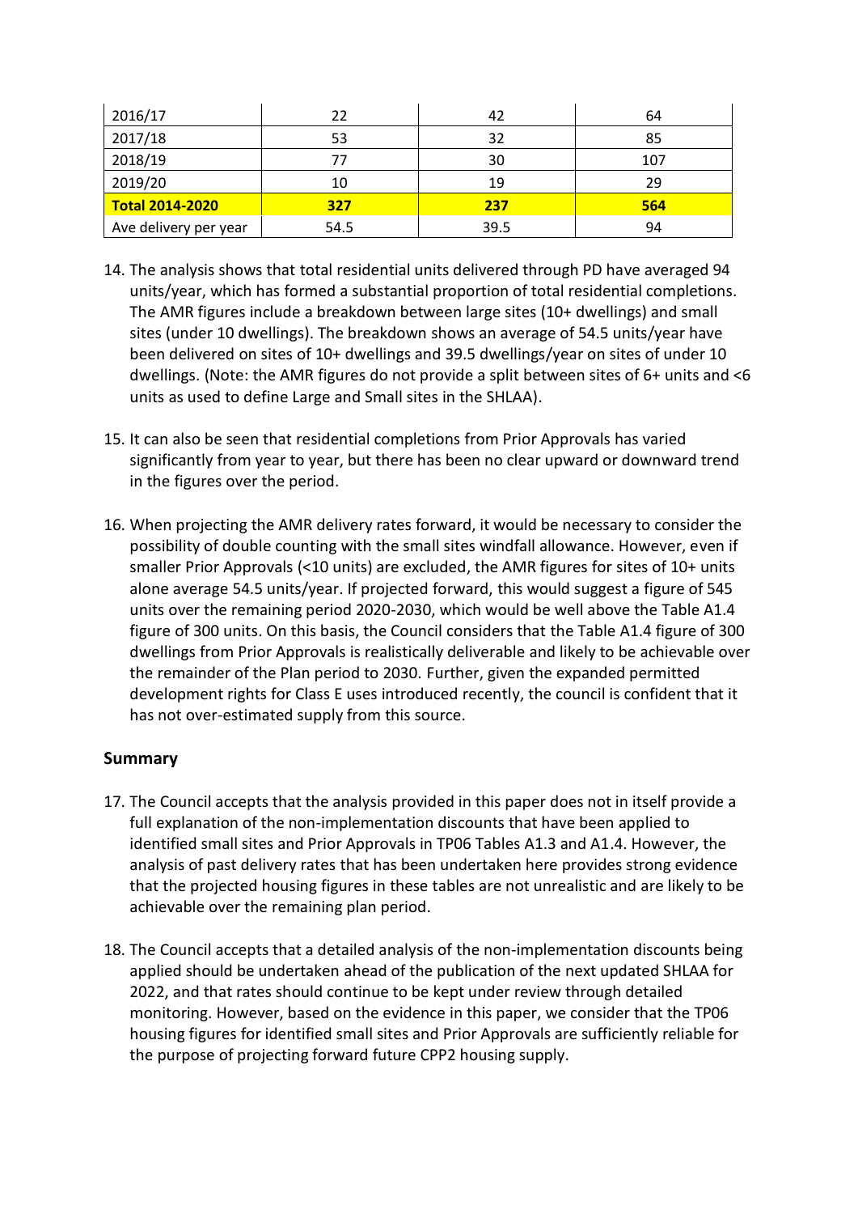| | | | |
|---|---|---|---|
| 2016/17 | 22 | 42 | 64 |
| 2017/18 | 53 | 32 | 85 |
| 2018/19 | 77 | 30 | 107 |
| 2019/20 | 10 | 19 | 29 |
| **Total 2014-2020** | **327** | **237** | **564** |
| Ave delivery per year | 54.5 | 39.5 | 94 |

14. The analysis shows that total residential units delivered through PD have averaged 94 units/year, which has formed a substantial proportion of total residential completions. The AMR figures include a breakdown between large sites (10+ dwellings) and small sites (under 10 dwellings). The breakdown shows an average of 54.5 units/year have been delivered on sites of 10+ dwellings and 39.5 dwellings/year on sites of under 10 dwellings. (Note: the AMR figures do not provide a split between sites of 6+ units and <6 units as used to define Large and Small sites in the SHLAA).

15. It can also be seen that residential completions from Prior Approvals has varied significantly from year to year, but there has been no clear upward or downward trend in the figures over the period.

16. When projecting the AMR delivery rates forward, it would be necessary to consider the possibility of double counting with the small sites windfall allowance. However, even if smaller Prior Approvals (<10 units) are excluded, the AMR figures for sites of 10+ units alone average 54.5 units/year. If projected forward, this would suggest a figure of 545 units over the remaining period 2020-2030, which would be well above the Table A1.4 figure of 300 units. On this basis, the Council considers that the Table A1.4 figure of 300 dwellings from Prior Approvals is realistically deliverable and likely to be achievable over the remainder of the Plan period to 2030. Further, given the expanded permitted development rights for Class E uses introduced recently, the council is confident that it has not over-estimated supply from this source.

## Summary

17. The Council accepts that the analysis provided in this paper does not in itself provide a full explanation of the non-implementation discounts that have been applied to identified small sites and Prior Approvals in TP06 Tables A1.3 and A1.4. However, the analysis of past delivery rates that has been undertaken here provides strong evidence that the projected housing figures in these tables are not unrealistic and are likely to be achievable over the remaining plan period.

18. The Council accepts that a detailed analysis of the non-implementation discounts being applied should be undertaken ahead of the publication of the next updated SHLAA for 2022, and that rates should continue to be kept under review through detailed monitoring. However, based on the evidence in this paper, we consider that the TP06 housing figures for identified small sites and Prior Approvals are sufficiently reliable for the purpose of projecting forward future CPP2 housing supply.